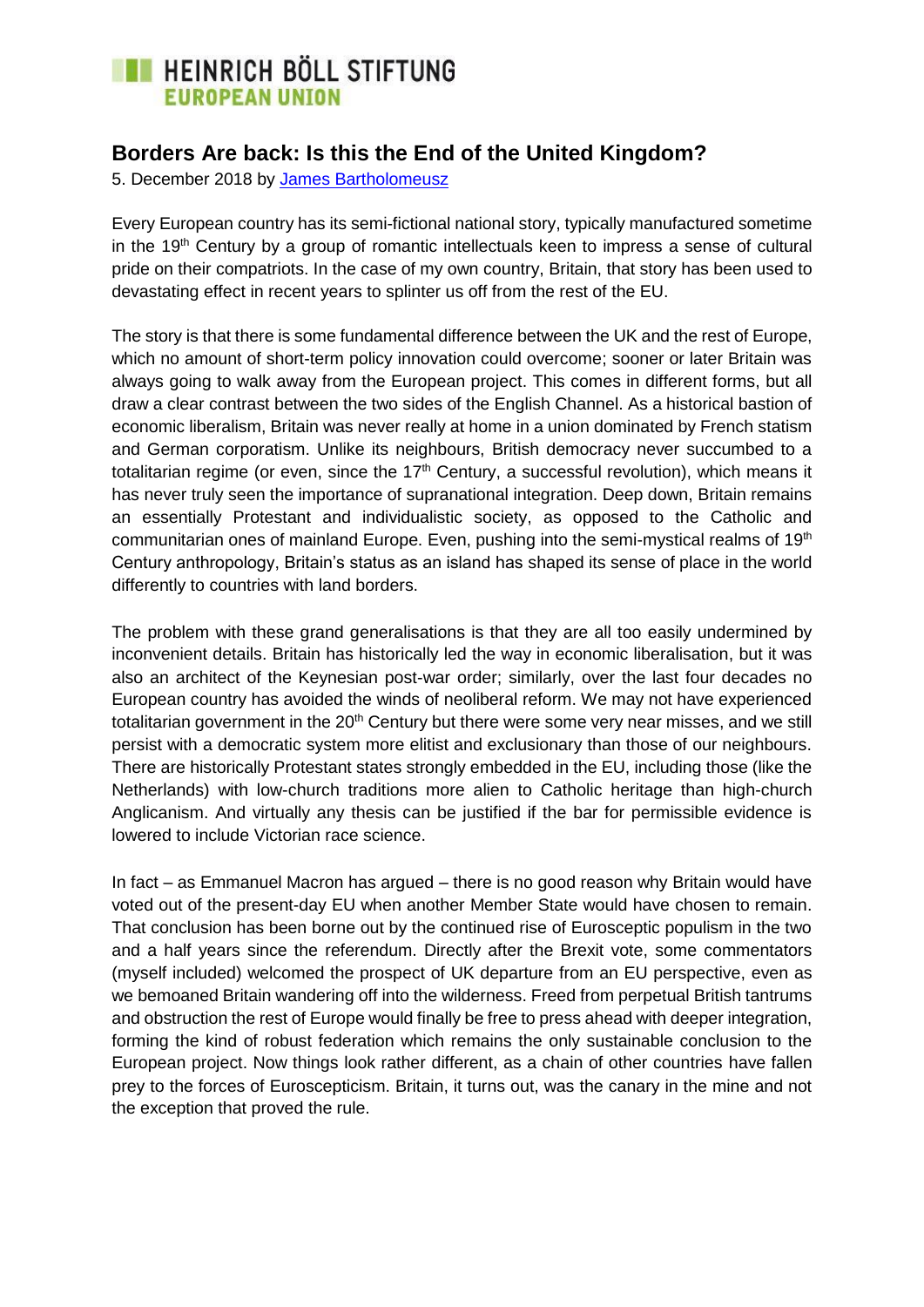HEINRICH BÖLL STIFTUNG
EUROPEAN UNION

## Borders Are back: Is this the End of the United Kingdom?

5. December 2018 by [James Bartholomeusz]

Every European country has its semi-fictional national story, typically manufactured sometime in the 19th Century by a group of romantic intellectuals keen to impress a sense of cultural pride on their compatriots. In the case of my own country, Britain, that story has been used to devastating effect in recent years to splinter us off from the rest of the EU.

The story is that there is some fundamental difference between the UK and the rest of Europe, which no amount of short-term policy innovation could overcome; sooner or later Britain was always going to walk away from the European project. This comes in different forms, but all draw a clear contrast between the two sides of the English Channel. As a historical bastion of economic liberalism, Britain was never really at home in a union dominated by French statism and German corporatism. Unlike its neighbours, British democracy never succumbed to a totalitarian regime (or even, since the 17th Century, a successful revolution), which means it has never truly seen the importance of supranational integration. Deep down, Britain remains an essentially Protestant and individualistic society, as opposed to the Catholic and communitarian ones of mainland Europe. Even, pushing into the semi-mystical realms of 19th Century anthropology, Britain's status as an island has shaped its sense of place in the world differently to countries with land borders.

The problem with these grand generalisations is that they are all too easily undermined by inconvenient details. Britain has historically led the way in economic liberalisation, but it was also an architect of the Keynesian post-war order; similarly, over the last four decades no European country has avoided the winds of neoliberal reform. We may not have experienced totalitarian government in the 20th Century but there were some very near misses, and we still persist with a democratic system more elitist and exclusionary than those of our neighbours. There are historically Protestant states strongly embedded in the EU, including those (like the Netherlands) with low-church traditions more alien to Catholic heritage than high-church Anglicanism. And virtually any thesis can be justified if the bar for permissible evidence is lowered to include Victorian race science.

In fact – as Emmanuel Macron has argued – there is no good reason why Britain would have voted out of the present-day EU when another Member State would have chosen to remain. That conclusion has been borne out by the continued rise of Eurosceptic populism in the two and a half years since the referendum. Directly after the Brexit vote, some commentators (myself included) welcomed the prospect of UK departure from an EU perspective, even as we bemoaned Britain wandering off into the wilderness. Freed from perpetual British tantrums and obstruction the rest of Europe would finally be free to press ahead with deeper integration, forming the kind of robust federation which remains the only sustainable conclusion to the European project. Now things look rather different, as a chain of other countries have fallen prey to the forces of Euroscepticism. Britain, it turns out, was the canary in the mine and not the exception that proved the rule.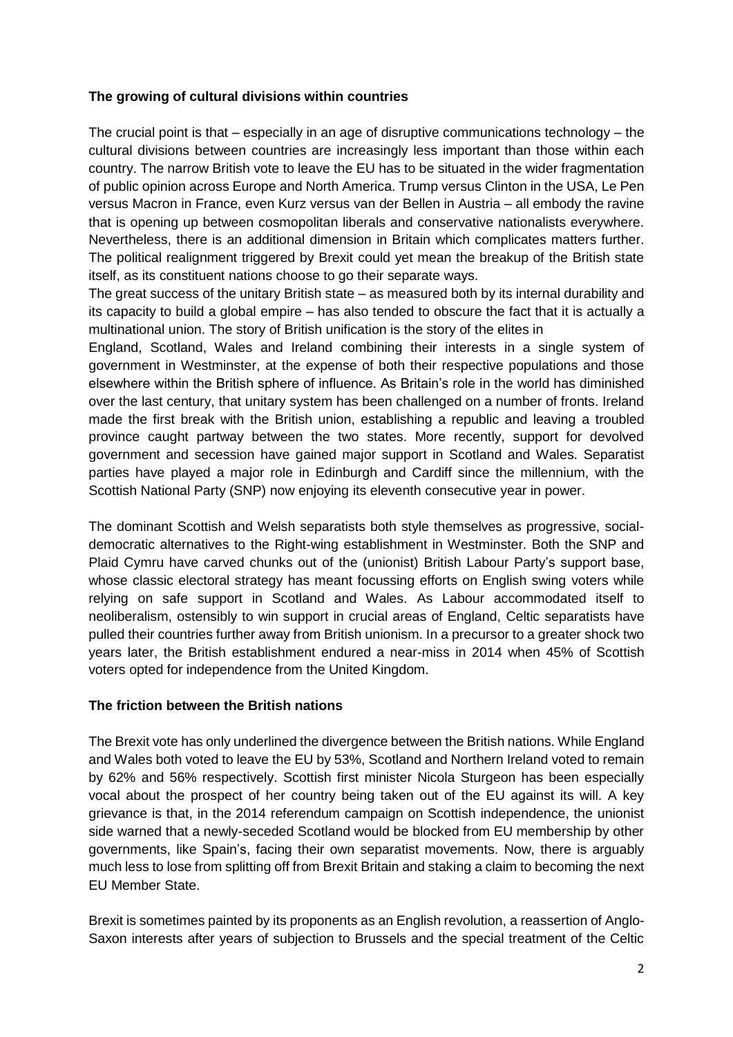**The growing of cultural divisions within countries**

The crucial point is that – especially in an age of disruptive communications technology – the cultural divisions between countries are increasingly less important than those within each country. The narrow British vote to leave the EU has to be situated in the wider fragmentation of public opinion across Europe and North America. Trump versus Clinton in the USA, Le Pen versus Macron in France, even Kurz versus van der Bellen in Austria – all embody the ravine that is opening up between cosmopolitan liberals and conservative nationalists everywhere. Nevertheless, there is an additional dimension in Britain which complicates matters further. The political realignment triggered by Brexit could yet mean the breakup of the British state itself, as its constituent nations choose to go their separate ways.

The great success of the unitary British state – as measured both by its internal durability and its capacity to build a global empire – has also tended to obscure the fact that it is actually a multinational union. The story of British unification is the story of the elites in England, Scotland, Wales and Ireland combining their interests in a single system of government in Westminster, at the expense of both their respective populations and those elsewhere within the British sphere of influence. As Britain's role in the world has diminished over the last century, that unitary system has been challenged on a number of fronts. Ireland made the first break with the British union, establishing a republic and leaving a troubled province caught partway between the two states. More recently, support for devolved government and secession have gained major support in Scotland and Wales. Separatist parties have played a major role in Edinburgh and Cardiff since the millennium, with the Scottish National Party (SNP) now enjoying its eleventh consecutive year in power.

The dominant Scottish and Welsh separatists both style themselves as progressive, social-democratic alternatives to the Right-wing establishment in Westminster. Both the SNP and Plaid Cymru have carved chunks out of the (unionist) British Labour Party's support base, whose classic electoral strategy has meant focussing efforts on English swing voters while relying on safe support in Scotland and Wales. As Labour accommodated itself to neoliberalism, ostensibly to win support in crucial areas of England, Celtic separatists have pulled their countries further away from British unionism. In a precursor to a greater shock two years later, the British establishment endured a near-miss in 2014 when 45% of Scottish voters opted for independence from the United Kingdom.

**The friction between the British nations**

The Brexit vote has only underlined the divergence between the British nations. While England and Wales both voted to leave the EU by 53%, Scotland and Northern Ireland voted to remain by 62% and 56% respectively. Scottish first minister Nicola Sturgeon has been especially vocal about the prospect of her country being taken out of the EU against its will. A key grievance is that, in the 2014 referendum campaign on Scottish independence, the unionist side warned that a newly-seceded Scotland would be blocked from EU membership by other governments, like Spain's, facing their own separatist movements. Now, there is arguably much less to lose from splitting off from Brexit Britain and staking a claim to becoming the next EU Member State.

Brexit is sometimes painted by its proponents as an English revolution, a reassertion of Anglo-Saxon interests after years of subjection to Brussels and the special treatment of the Celtic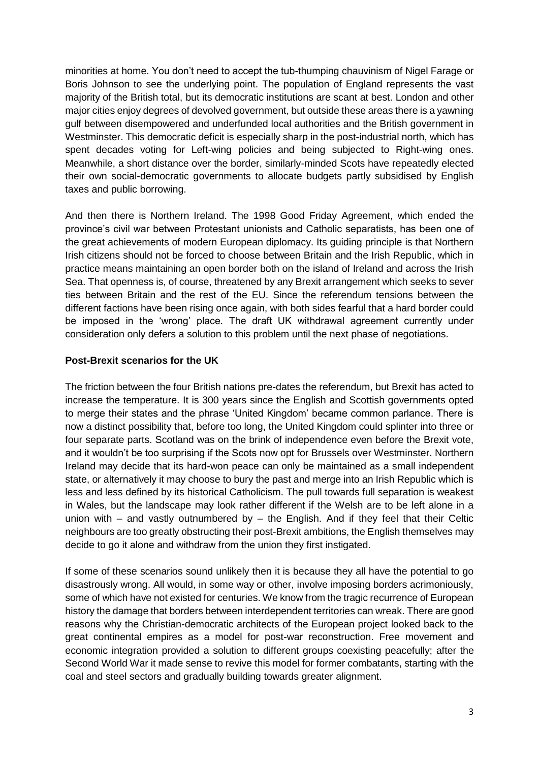minorities at home. You don't need to accept the tub-thumping chauvinism of Nigel Farage or Boris Johnson to see the underlying point. The population of England represents the vast majority of the British total, but its democratic institutions are scant at best. London and other major cities enjoy degrees of devolved government, but outside these areas there is a yawning gulf between disempowered and underfunded local authorities and the British government in Westminster. This democratic deficit is especially sharp in the post-industrial north, which has spent decades voting for Left-wing policies and being subjected to Right-wing ones. Meanwhile, a short distance over the border, similarly-minded Scots have repeatedly elected their own social-democratic governments to allocate budgets partly subsidised by English taxes and public borrowing.

And then there is Northern Ireland. The 1998 Good Friday Agreement, which ended the province's civil war between Protestant unionists and Catholic separatists, has been one of the great achievements of modern European diplomacy. Its guiding principle is that Northern Irish citizens should not be forced to choose between Britain and the Irish Republic, which in practice means maintaining an open border both on the island of Ireland and across the Irish Sea. That openness is, of course, threatened by any Brexit arrangement which seeks to sever ties between Britain and the rest of the EU. Since the referendum tensions between the different factions have been rising once again, with both sides fearful that a hard border could be imposed in the 'wrong' place. The draft UK withdrawal agreement currently under consideration only defers a solution to this problem until the next phase of negotiations.

**Post-Brexit scenarios for the UK**

The friction between the four British nations pre-dates the referendum, but Brexit has acted to increase the temperature. It is 300 years since the English and Scottish governments opted to merge their states and the phrase 'United Kingdom' became common parlance. There is now a distinct possibility that, before too long, the United Kingdom could splinter into three or four separate parts. Scotland was on the brink of independence even before the Brexit vote, and it wouldn't be too surprising if the Scots now opt for Brussels over Westminster. Northern Ireland may decide that its hard-won peace can only be maintained as a small independent state, or alternatively it may choose to bury the past and merge into an Irish Republic which is less and less defined by its historical Catholicism. The pull towards full separation is weakest in Wales, but the landscape may look rather different if the Welsh are to be left alone in a union with – and vastly outnumbered by – the English. And if they feel that their Celtic neighbours are too greatly obstructing their post-Brexit ambitions, the English themselves may decide to go it alone and withdraw from the union they first instigated.

If some of these scenarios sound unlikely then it is because they all have the potential to go disastrously wrong. All would, in some way or other, involve imposing borders acrimoniously, some of which have not existed for centuries. We know from the tragic recurrence of European history the damage that borders between interdependent territories can wreak. There are good reasons why the Christian-democratic architects of the European project looked back to the great continental empires as a model for post-war reconstruction. Free movement and economic integration provided a solution to different groups coexisting peacefully; after the Second World War it made sense to revive this model for former combatants, starting with the coal and steel sectors and gradually building towards greater alignment.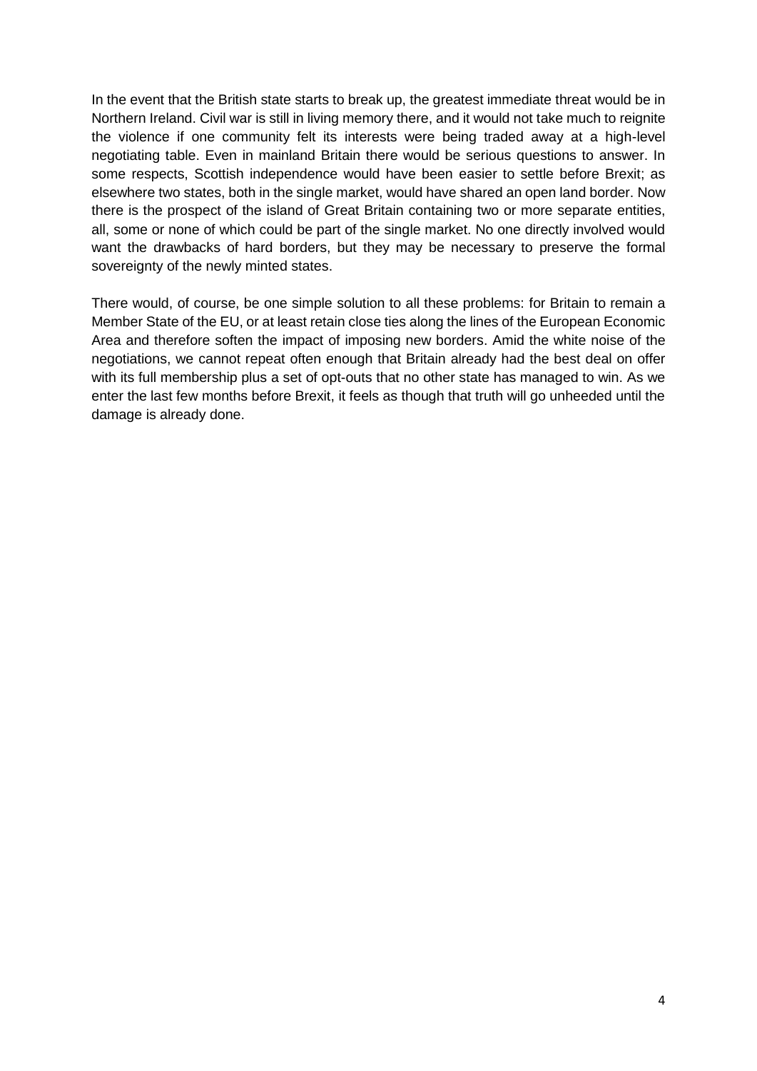In the event that the British state starts to break up, the greatest immediate threat would be in Northern Ireland. Civil war is still in living memory there, and it would not take much to reignite the violence if one community felt its interests were being traded away at a high-level negotiating table. Even in mainland Britain there would be serious questions to answer. In some respects, Scottish independence would have been easier to settle before Brexit; as elsewhere two states, both in the single market, would have shared an open land border. Now there is the prospect of the island of Great Britain containing two or more separate entities, all, some or none of which could be part of the single market. No one directly involved would want the drawbacks of hard borders, but they may be necessary to preserve the formal sovereignty of the newly minted states.

There would, of course, be one simple solution to all these problems: for Britain to remain a Member State of the EU, or at least retain close ties along the lines of the European Economic Area and therefore soften the impact of imposing new borders. Amid the white noise of the negotiations, we cannot repeat often enough that Britain already had the best deal on offer with its full membership plus a set of opt-outs that no other state has managed to win. As we enter the last few months before Brexit, it feels as though that truth will go unheeded until the damage is already done.